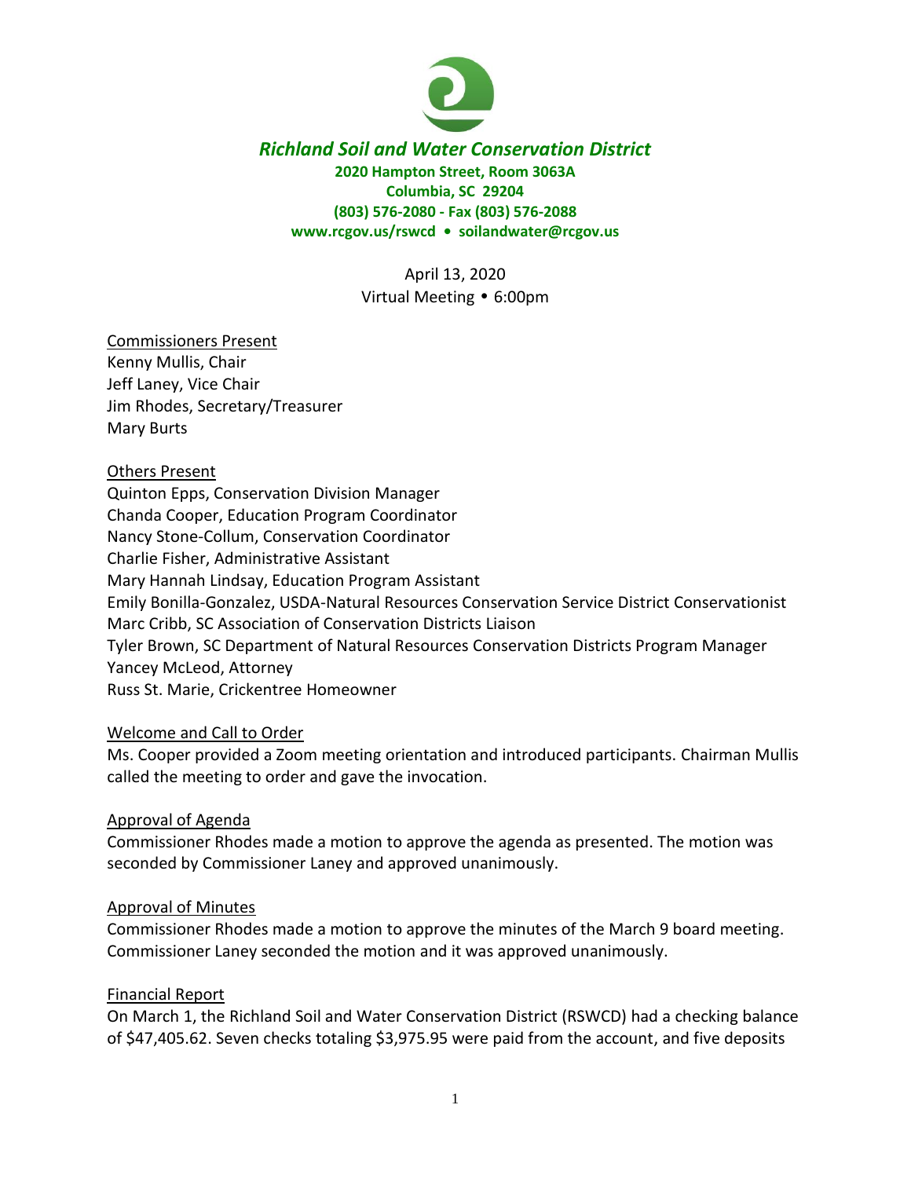# *Richland Soil and Water Conservation District*

**2020 Hampton Street, Room 3063A**
**Columbia, SC 29204**
**(803) 576-2080 - Fax (803) 576-2088**
**www.rcgov.us/rswcd • soilandwater@rcgov.us**

April 13, 2020
Virtual Meeting • 6:00pm

Commissioners Present
Kenny Mullis, Chair
Jeff Laney, Vice Chair
Jim Rhodes, Secretary/Treasurer
Mary Burts

Others Present
Quinton Epps, Conservation Division Manager
Chanda Cooper, Education Program Coordinator
Nancy Stone-Collum, Conservation Coordinator
Charlie Fisher, Administrative Assistant
Mary Hannah Lindsay, Education Program Assistant
Emily Bonilla-Gonzalez, USDA-Natural Resources Conservation Service District Conservationist
Marc Cribb, SC Association of Conservation Districts Liaison
Tyler Brown, SC Department of Natural Resources Conservation Districts Program Manager
Yancey McLeod, Attorney
Russ St. Marie, Crickentree Homeowner

Welcome and Call to Order
Ms. Cooper provided a Zoom meeting orientation and introduced participants. Chairman Mullis called the meeting to order and gave the invocation.

Approval of Agenda
Commissioner Rhodes made a motion to approve the agenda as presented. The motion was seconded by Commissioner Laney and approved unanimously.

Approval of Minutes
Commissioner Rhodes made a motion to approve the minutes of the March 9 board meeting. Commissioner Laney seconded the motion and it was approved unanimously.

Financial Report
On March 1, the Richland Soil and Water Conservation District (RSWCD) had a checking balance of $47,405.62. Seven checks totaling $3,975.95 were paid from the account, and five deposits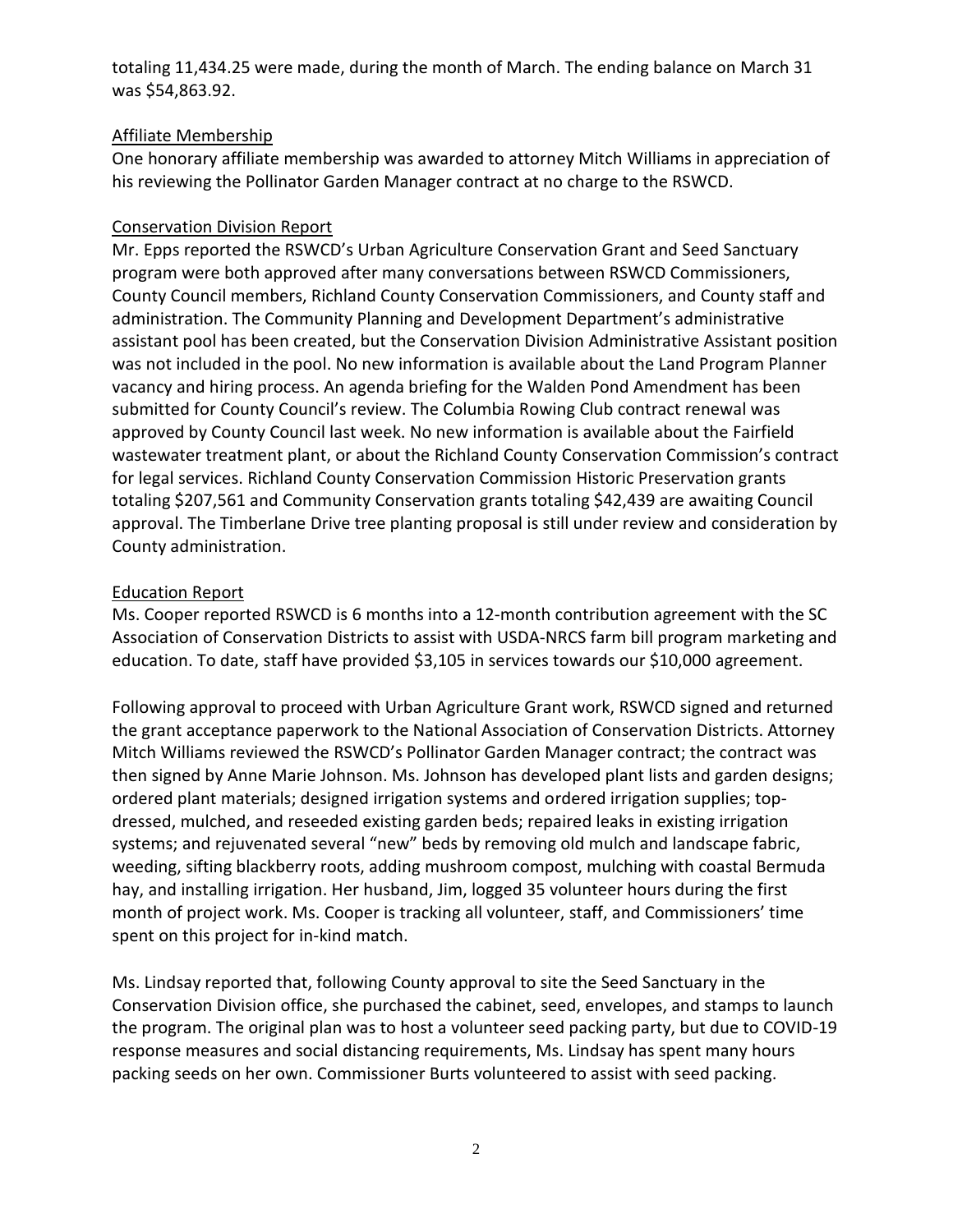totaling 11,434.25 were made, during the month of March. The ending balance on March 31 was $54,863.92.

## Affiliate Membership

One honorary affiliate membership was awarded to attorney Mitch Williams in appreciation of his reviewing the Pollinator Garden Manager contract at no charge to the RSWCD.

## Conservation Division Report

Mr. Epps reported the RSWCD's Urban Agriculture Conservation Grant and Seed Sanctuary program were both approved after many conversations between RSWCD Commissioners, County Council members, Richland County Conservation Commissioners, and County staff and administration. The Community Planning and Development Department's administrative assistant pool has been created, but the Conservation Division Administrative Assistant position was not included in the pool. No new information is available about the Land Program Planner vacancy and hiring process. An agenda briefing for the Walden Pond Amendment has been submitted for County Council's review. The Columbia Rowing Club contract renewal was approved by County Council last week. No new information is available about the Fairfield wastewater treatment plant, or about the Richland County Conservation Commission's contract for legal services. Richland County Conservation Commission Historic Preservation grants totaling $207,561 and Community Conservation grants totaling $42,439 are awaiting Council approval. The Timberlane Drive tree planting proposal is still under review and consideration by County administration.

## Education Report

Ms. Cooper reported RSWCD is 6 months into a 12-month contribution agreement with the SC Association of Conservation Districts to assist with USDA-NRCS farm bill program marketing and education. To date, staff have provided $3,105 in services towards our $10,000 agreement.

Following approval to proceed with Urban Agriculture Grant work, RSWCD signed and returned the grant acceptance paperwork to the National Association of Conservation Districts. Attorney Mitch Williams reviewed the RSWCD's Pollinator Garden Manager contract; the contract was then signed by Anne Marie Johnson. Ms. Johnson has developed plant lists and garden designs; ordered plant materials; designed irrigation systems and ordered irrigation supplies; top-dressed, mulched, and reseeded existing garden beds; repaired leaks in existing irrigation systems; and rejuvenated several "new" beds by removing old mulch and landscape fabric, weeding, sifting blackberry roots, adding mushroom compost, mulching with coastal Bermuda hay, and installing irrigation. Her husband, Jim, logged 35 volunteer hours during the first month of project work. Ms. Cooper is tracking all volunteer, staff, and Commissioners' time spent on this project for in-kind match.

Ms. Lindsay reported that, following County approval to site the Seed Sanctuary in the Conservation Division office, she purchased the cabinet, seed, envelopes, and stamps to launch the program. The original plan was to host a volunteer seed packing party, but due to COVID-19 response measures and social distancing requirements, Ms. Lindsay has spent many hours packing seeds on her own. Commissioner Burts volunteered to assist with seed packing.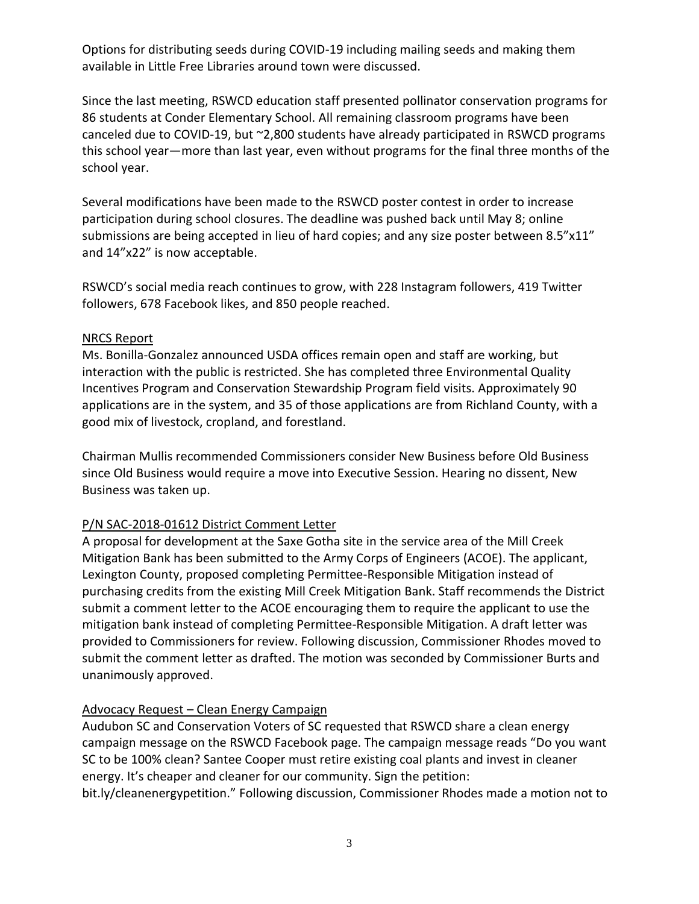Options for distributing seeds during COVID-19 including mailing seeds and making them available in Little Free Libraries around town were discussed.

Since the last meeting, RSWCD education staff presented pollinator conservation programs for 86 students at Conder Elementary School. All remaining classroom programs have been canceled due to COVID-19, but ~2,800 students have already participated in RSWCD programs this school year—more than last year, even without programs for the final three months of the school year.

Several modifications have been made to the RSWCD poster contest in order to increase participation during school closures. The deadline was pushed back until May 8; online submissions are being accepted in lieu of hard copies; and any size poster between 8.5"x11" and 14"x22" is now acceptable.

RSWCD's social media reach continues to grow, with 228 Instagram followers, 419 Twitter followers, 678 Facebook likes, and 850 people reached.

<u>NRCS Report</u>

Ms. Bonilla-Gonzalez announced USDA offices remain open and staff are working, but interaction with the public is restricted. She has completed three Environmental Quality Incentives Program and Conservation Stewardship Program field visits. Approximately 90 applications are in the system, and 35 of those applications are from Richland County, with a good mix of livestock, cropland, and forestland.

Chairman Mullis recommended Commissioners consider New Business before Old Business since Old Business would require a move into Executive Session. Hearing no dissent, New Business was taken up.

<u>P/N SAC-2018-01612 District Comment Letter</u>

A proposal for development at the Saxe Gotha site in the service area of the Mill Creek Mitigation Bank has been submitted to the Army Corps of Engineers (ACOE). The applicant, Lexington County, proposed completing Permittee-Responsible Mitigation instead of purchasing credits from the existing Mill Creek Mitigation Bank. Staff recommends the District submit a comment letter to the ACOE encouraging them to require the applicant to use the mitigation bank instead of completing Permittee-Responsible Mitigation. A draft letter was provided to Commissioners for review. Following discussion, Commissioner Rhodes moved to submit the comment letter as drafted. The motion was seconded by Commissioner Burts and unanimously approved.

<u>Advocacy Request – Clean Energy Campaign</u>

Audubon SC and Conservation Voters of SC requested that RSWCD share a clean energy campaign message on the RSWCD Facebook page. The campaign message reads "Do you want SC to be 100% clean? Santee Cooper must retire existing coal plants and invest in cleaner energy. It's cheaper and cleaner for our community. Sign the petition: bit.ly/cleanenergypetition." Following discussion, Commissioner Rhodes made a motion not to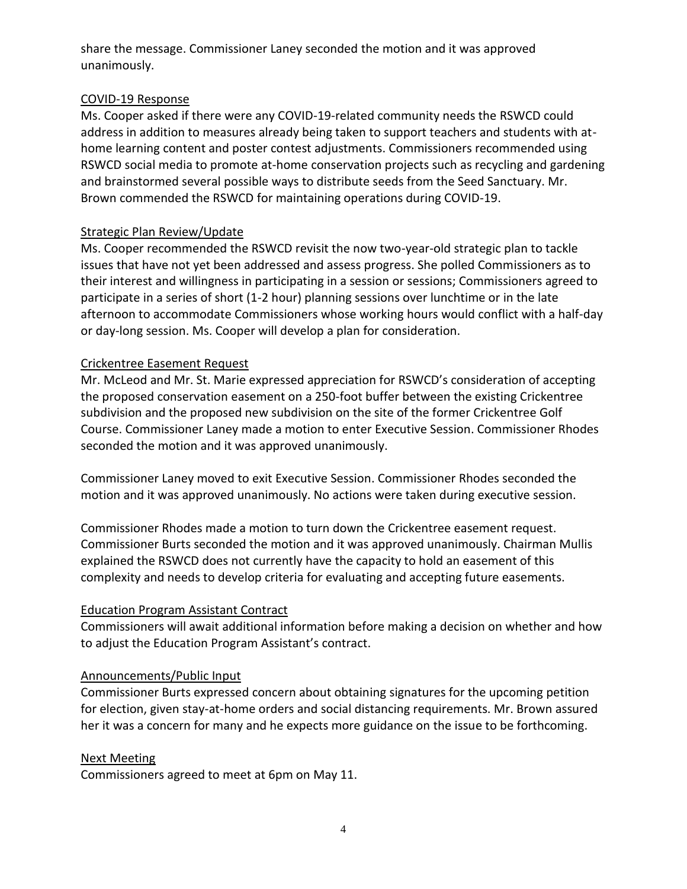share the message. Commissioner Laney seconded the motion and it was approved unanimously.

## COVID-19 Response

Ms. Cooper asked if there were any COVID-19-related community needs the RSWCD could address in addition to measures already being taken to support teachers and students with at-home learning content and poster contest adjustments. Commissioners recommended using RSWCD social media to promote at-home conservation projects such as recycling and gardening and brainstormed several possible ways to distribute seeds from the Seed Sanctuary. Mr. Brown commended the RSWCD for maintaining operations during COVID-19.

## Strategic Plan Review/Update

Ms. Cooper recommended the RSWCD revisit the now two-year-old strategic plan to tackle issues that have not yet been addressed and assess progress. She polled Commissioners as to their interest and willingness in participating in a session or sessions; Commissioners agreed to participate in a series of short (1-2 hour) planning sessions over lunchtime or in the late afternoon to accommodate Commissioners whose working hours would conflict with a half-day or day-long session. Ms. Cooper will develop a plan for consideration.

## Crickentree Easement Request

Mr. McLeod and Mr. St. Marie expressed appreciation for RSWCD's consideration of accepting the proposed conservation easement on a 250-foot buffer between the existing Crickentree subdivision and the proposed new subdivision on the site of the former Crickentree Golf Course. Commissioner Laney made a motion to enter Executive Session. Commissioner Rhodes seconded the motion and it was approved unanimously.

Commissioner Laney moved to exit Executive Session. Commissioner Rhodes seconded the motion and it was approved unanimously. No actions were taken during executive session.

Commissioner Rhodes made a motion to turn down the Crickentree easement request. Commissioner Burts seconded the motion and it was approved unanimously. Chairman Mullis explained the RSWCD does not currently have the capacity to hold an easement of this complexity and needs to develop criteria for evaluating and accepting future easements.

## Education Program Assistant Contract

Commissioners will await additional information before making a decision on whether and how to adjust the Education Program Assistant's contract.

## Announcements/Public Input

Commissioner Burts expressed concern about obtaining signatures for the upcoming petition for election, given stay-at-home orders and social distancing requirements. Mr. Brown assured her it was a concern for many and he expects more guidance on the issue to be forthcoming.

## Next Meeting

Commissioners agreed to meet at 6pm on May 11.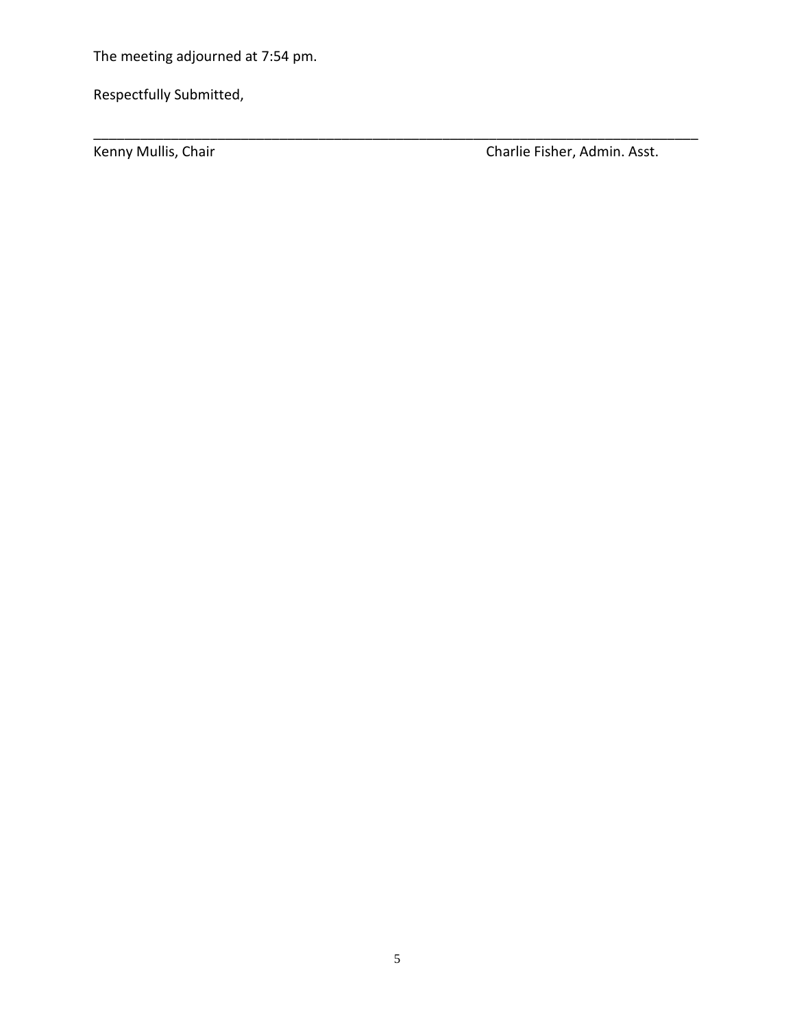The meeting adjourned at 7:54 pm.

Respectfully Submitted,

\_\_\_\_\_\_\_\_\_\_\_\_\_\_\_\_\_\_\_\_\_\_\_\_\_\_\_\_\_\_\_\_\_\_\_\_\_\_\_\_\_\_\_\_\_\_\_\_\_\_\_\_\_\_\_\_\_\_\_\_\_\_\_\_\_\_\_\_\_\_\_\_\_\_\_\_\_\_

Kenny Mullis, Chair Charlie Fisher, Admin. Asst.